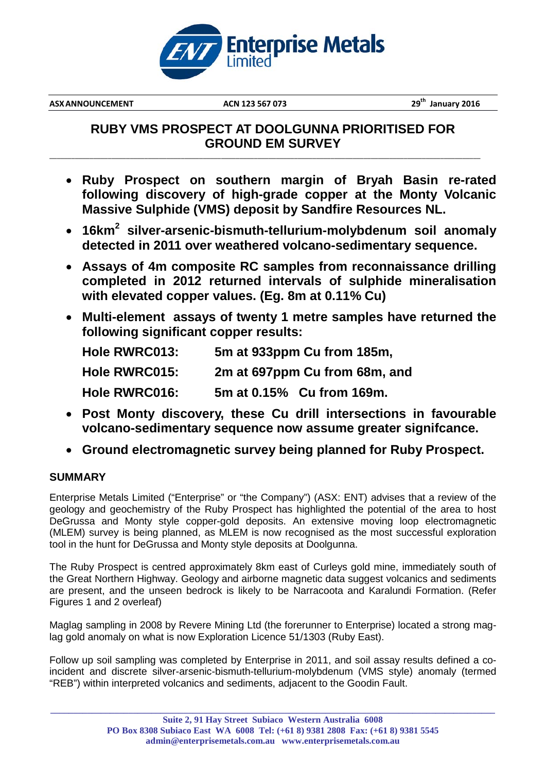**ASX ANNOUNCEMENT** **ACN 123 567 073** **29th January 2016**

# RUBY VMS PROSPECT AT DOOLGUNNA PRIORITISED FOR GROUND EM SURVEY

- **Ruby Prospect on southern margin of Bryah Basin re-rated following discovery of high-grade copper at the Monty Volcanic Massive Sulphide (VMS) deposit by Sandfire Resources NL.**
- **16km$^2$ silver-arsenic-bismuth-tellurium-molybdenum soil anomaly detected in 2011 over weathered volcano-sedimentary sequence.**
- **Assays of 4m composite RC samples from reconnaissance drilling completed in 2012 returned intervals of sulphide mineralisation with elevated copper values. (Eg. 8m at 0.11% Cu)**
- **Multi-element assays of twenty 1 metre samples have returned the following significant copper results:**

  **Hole RWRC013: 5m at 933ppm Cu from 185m,**

  **Hole RWRC015: 2m at 697ppm Cu from 68m, and**

  **Hole RWRC016: 5m at 0.15% Cu from 169m.**

- **Post Monty discovery, these Cu drill intersections in favourable volcano-sedimentary sequence now assume greater signifcance.**
- **Ground electromagnetic survey being planned for Ruby Prospect.**

## SUMMARY

Enterprise Metals Limited ("Enterprise" or "the Company") (ASX: ENT) advises that a review of the geology and geochemistry of the Ruby Prospect has highlighted the potential of the area to host DeGrussa and Monty style copper-gold deposits. An extensive moving loop electromagnetic (MLEM) survey is being planned, as MLEM is now recognised as the most successful exploration tool in the hunt for DeGrussa and Monty style deposits at Doolgunna.

The Ruby Prospect is centred approximately 8km east of Curleys gold mine, immediately south of the Great Northern Highway. Geology and airborne magnetic data suggest volcanics and sediments are present, and the unseen bedrock is likely to be Narracoota and Karalundi Formation. (Refer Figures 1 and 2 overleaf)

Maglag sampling in 2008 by Revere Mining Ltd (the forerunner to Enterprise) located a strong mag-lag gold anomaly on what is now Exploration Licence 51/1303 (Ruby East).

Follow up soil sampling was completed by Enterprise in 2011, and soil assay results defined a co-incident and discrete silver-arsenic-bismuth-tellurium-molybdenum (VMS style) anomaly (termed "REB") within interpreted volcanics and sediments, adjacent to the Goodin Fault.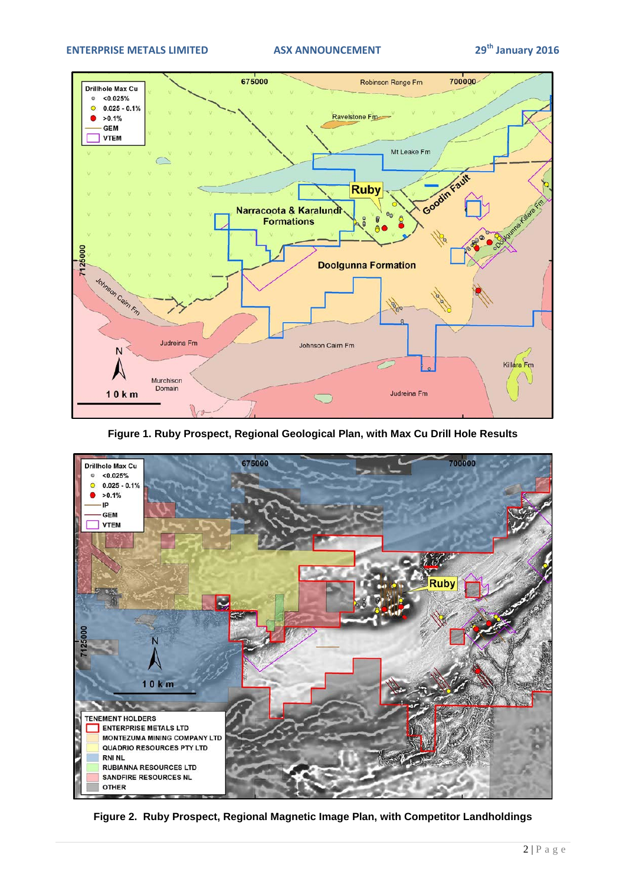Figure 1. Ruby Prospect, Regional Geological Plan, with Max Cu Drill Hole Results

Figure 2. Ruby Prospect, Regional Magnetic Image Plan, with Competitor Landholdings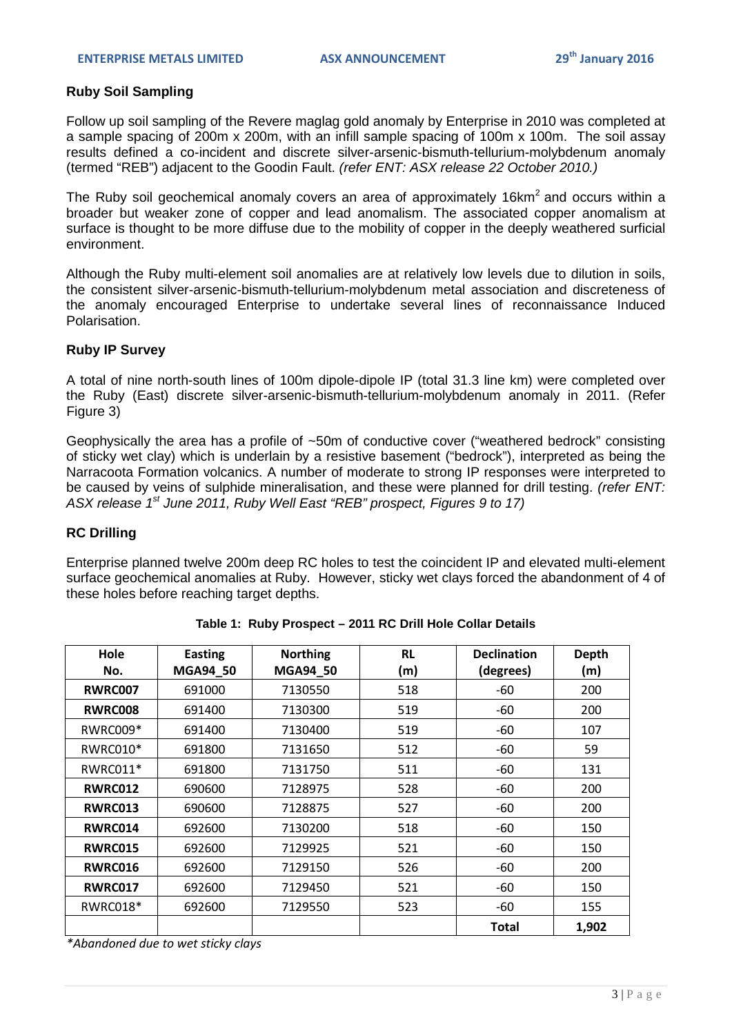## Ruby Soil Sampling

Follow up soil sampling of the Revere maglag gold anomaly by Enterprise in 2010 was completed at a sample spacing of 200m x 200m, with an infill sample spacing of 100m x 100m. The soil assay results defined a co-incident and discrete silver-arsenic-bismuth-tellurium-molybdenum anomaly (termed "REB") adjacent to the Goodin Fault. *(refer ENT: ASX release 22 October 2010.)*

The Ruby soil geochemical anomaly covers an area of approximately 16km$^2$ and occurs within a broader but weaker zone of copper and lead anomalism. The associated copper anomalism at surface is thought to be more diffuse due to the mobility of copper in the deeply weathered surficial environment.

Although the Ruby multi-element soil anomalies are at relatively low levels due to dilution in soils, the consistent silver-arsenic-bismuth-tellurium-molybdenum metal association and discreteness of the anomaly encouraged Enterprise to undertake several lines of reconnaissance Induced Polarisation.

## Ruby IP Survey

A total of nine north-south lines of 100m dipole-dipole IP (total 31.3 line km) were completed over the Ruby (East) discrete silver-arsenic-bismuth-tellurium-molybdenum anomaly in 2011. (Refer Figure 3)

Geophysically the area has a profile of ~50m of conductive cover ("weathered bedrock" consisting of sticky wet clay) which is underlain by a resistive basement ("bedrock"), interpreted as being the Narracoota Formation volcanics. A number of moderate to strong IP responses were interpreted to be caused by veins of sulphide mineralisation, and these were planned for drill testing. *(refer ENT: ASX release 1st June 2011, Ruby Well East "REB" prospect, Figures 9 to 17)*

## RC Drilling

Enterprise planned twelve 200m deep RC holes to test the coincident IP and elevated multi-element surface geochemical anomalies at Ruby. However, sticky wet clays forced the abandonment of 4 of these holes before reaching target depths.

**Table 1: Ruby Prospect – 2011 RC Drill Hole Collar Details**

| Hole No. | Easting MGA94_50 | Northing MGA94_50 | RL (m) | Declination (degrees) | Depth (m) |
|---|---|---|---|---|---|
| **RWRC007** | 691000 | 7130550 | 518 | -60 | 200 |
| **RWRC008** | 691400 | 7130300 | 519 | -60 | 200 |
| RWRC009* | 691400 | 7130400 | 519 | -60 | 107 |
| RWRC010* | 691800 | 7131650 | 512 | -60 | 59 |
| RWRC011* | 691800 | 7131750 | 511 | -60 | 131 |
| **RWRC012** | 690600 | 7128975 | 528 | -60 | 200 |
| **RWRC013** | 690600 | 7128875 | 527 | -60 | 200 |
| **RWRC014** | 692600 | 7130200 | 518 | -60 | 150 |
| **RWRC015** | 692600 | 7129925 | 521 | -60 | 150 |
| **RWRC016** | 692600 | 7129150 | 526 | -60 | 200 |
| **RWRC017** | 692600 | 7129450 | 521 | -60 | 150 |
| RWRC018* | 692600 | 7129550 | 523 | -60 | 155 |
| | | | | **Total** | **1,902** |

*\*Abandoned due to wet sticky clays*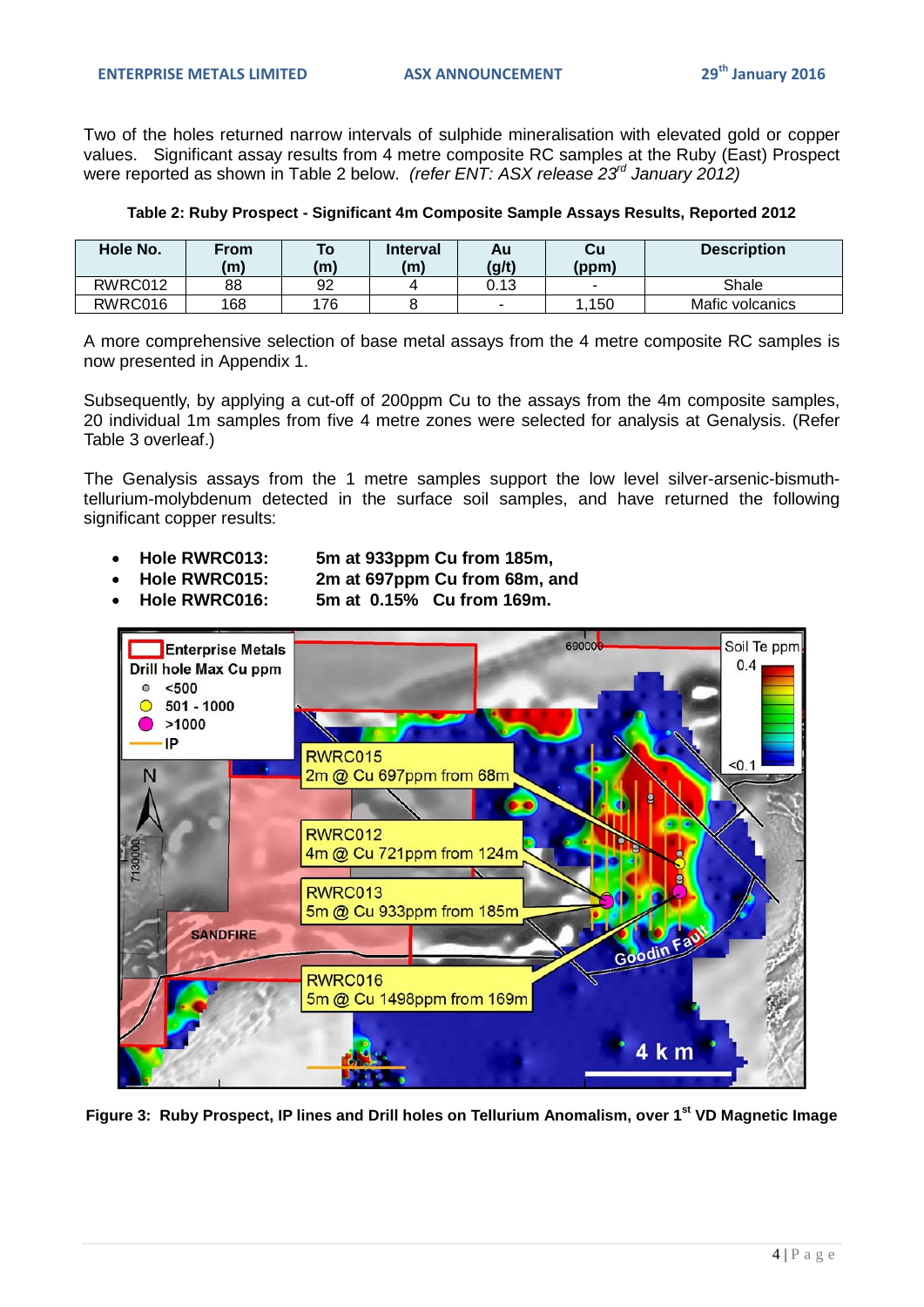Two of the holes returned narrow intervals of sulphide mineralisation with elevated gold or copper values. Significant assay results from 4 metre composite RC samples at the Ruby (East) Prospect were reported as shown in Table 2 below. *(refer ENT: ASX release 23rd January 2012)*

**Table 2: Ruby Prospect - Significant 4m Composite Sample Assays Results, Reported 2012**

| Hole No. | From (m) | To (m) | Interval (m) | Au (g/t) | Cu (ppm) | Description |
|---|---|---|---|---|---|---|
| RWRC012 | 88 | 92 | 4 | 0.13 | - | Shale |
| RWRC016 | 168 | 176 | 8 | - | 1,150 | Mafic volcanics |

A more comprehensive selection of base metal assays from the 4 metre composite RC samples is now presented in Appendix 1.

Subsequently, by applying a cut-off of 200ppm Cu to the assays from the 4m composite samples, 20 individual 1m samples from five 4 metre zones were selected for analysis at Genalysis. (Refer Table 3 overleaf.)

The Genalysis assays from the 1 metre samples support the low level silver-arsenic-bismuth-tellurium-molybdenum detected in the surface soil samples, and have returned the following significant copper results:

- **Hole RWRC013: 5m at 933ppm Cu from 185m,**
- **Hole RWRC015: 2m at 697ppm Cu from 68m, and**
- **Hole RWRC016: 5m at 0.15% Cu from 169m.**

**Figure 3: Ruby Prospect, IP lines and Drill holes on Tellurium Anomalism, over 1st VD Magnetic Image**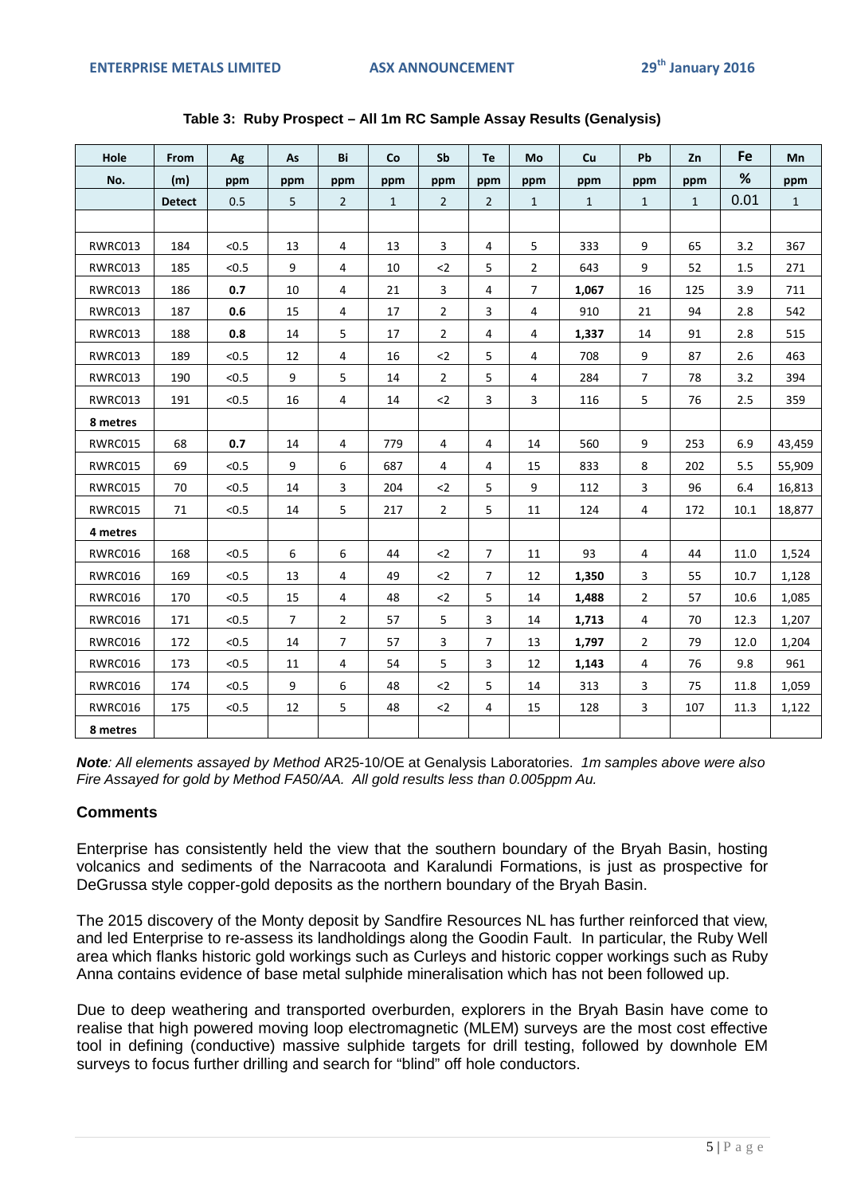**Table 3: Ruby Prospect – All 1m RC Sample Assay Results (Genalysis)**

| Hole | From | Ag | As | Bi | Co | Sb | Te | Mo | Cu | Pb | Zn | Fe | Mn |
|---|---|---|---|---|---|---|---|---|---|---|---|---|---|
| No. | (m) | ppm | ppm | ppm | ppm | ppm | ppm | ppm | ppm | ppm | ppm | % | ppm |
| | Detect | 0.5 | 5 | 2 | 1 | 2 | 2 | 1 | 1 | 1 | 1 | 0.01 | 1 |
| | | | | | | | | | | | | | |
| RWRC013 | 184 | <0.5 | 13 | 4 | 13 | 3 | 4 | 5 | 333 | 9 | 65 | 3.2 | 367 |
| RWRC013 | 185 | <0.5 | 9 | 4 | 10 | <2 | 5 | 2 | 643 | 9 | 52 | 1.5 | 271 |
| RWRC013 | 186 | **0.7** | 10 | 4 | 21 | 3 | 4 | 7 | **1,067** | 16 | 125 | 3.9 | 711 |
| RWRC013 | 187 | **0.6** | 15 | 4 | 17 | 2 | 3 | 4 | 910 | 21 | 94 | 2.8 | 542 |
| RWRC013 | 188 | **0.8** | 14 | 5 | 17 | 2 | 4 | 4 | **1,337** | 14 | 91 | 2.8 | 515 |
| RWRC013 | 189 | <0.5 | 12 | 4 | 16 | <2 | 5 | 4 | 708 | 9 | 87 | 2.6 | 463 |
| RWRC013 | 190 | <0.5 | 9 | 5 | 14 | 2 | 5 | 4 | 284 | 7 | 78 | 3.2 | 394 |
| RWRC013 | 191 | <0.5 | 16 | 4 | 14 | <2 | 3 | 3 | 116 | 5 | 76 | 2.5 | 359 |
| 8 metres | | | | | | | | | | | | | |
| RWRC015 | 68 | **0.7** | 14 | 4 | 779 | 4 | 4 | 14 | 560 | 9 | 253 | 6.9 | 43,459 |
| RWRC015 | 69 | <0.5 | 9 | 6 | 687 | 4 | 4 | 15 | 833 | 8 | 202 | 5.5 | 55,909 |
| RWRC015 | 70 | <0.5 | 14 | 3 | 204 | <2 | 5 | 9 | 112 | 3 | 96 | 6.4 | 16,813 |
| RWRC015 | 71 | <0.5 | 14 | 5 | 217 | 2 | 5 | 11 | 124 | 4 | 172 | 10.1 | 18,877 |
| 4 metres | | | | | | | | | | | | | |
| RWRC016 | 168 | <0.5 | 6 | 6 | 44 | <2 | 7 | 11 | 93 | 4 | 44 | 11.0 | 1,524 |
| RWRC016 | 169 | <0.5 | 13 | 4 | 49 | <2 | 7 | 12 | **1,350** | 3 | 55 | 10.7 | 1,128 |
| RWRC016 | 170 | <0.5 | 15 | 4 | 48 | <2 | 5 | 14 | **1,488** | 2 | 57 | 10.6 | 1,085 |
| RWRC016 | 171 | <0.5 | 7 | 2 | 57 | 5 | 3 | 14 | **1,713** | 4 | 70 | 12.3 | 1,207 |
| RWRC016 | 172 | <0.5 | 14 | 7 | 57 | 3 | 7 | 13 | **1,797** | 2 | 79 | 12.0 | 1,204 |
| RWRC016 | 173 | <0.5 | 11 | 4 | 54 | 5 | 3 | 12 | **1,143** | 4 | 76 | 9.8 | 961 |
| RWRC016 | 174 | <0.5 | 9 | 6 | 48 | <2 | 5 | 14 | 313 | 3 | 75 | 11.8 | 1,059 |
| RWRC016 | 175 | <0.5 | 12 | 5 | 48 | <2 | 4 | 15 | 128 | 3 | 107 | 11.3 | 1,122 |
| 8 metres | | | | | | | | | | | | | |

***Note**: All elements assayed by Method* AR25-10/OE *at Genalysis Laboratories. 1m samples above were also Fire Assayed for gold by Method FA50/AA. All gold results less than 0.005ppm Au.*

## Comments

Enterprise has consistently held the view that the southern boundary of the Bryah Basin, hosting volcanics and sediments of the Narracoota and Karalundi Formations, is just as prospective for DeGrussa style copper-gold deposits as the northern boundary of the Bryah Basin.

The 2015 discovery of the Monty deposit by Sandfire Resources NL has further reinforced that view, and led Enterprise to re-assess its landholdings along the Goodin Fault. In particular, the Ruby Well area which flanks historic gold workings such as Curleys and historic copper workings such as Ruby Anna contains evidence of base metal sulphide mineralisation which has not been followed up.

Due to deep weathering and transported overburden, explorers in the Bryah Basin have come to realise that high powered moving loop electromagnetic (MLEM) surveys are the most cost effective tool in defining (conductive) massive sulphide targets for drill testing, followed by downhole EM surveys to focus further drilling and search for "blind" off hole conductors.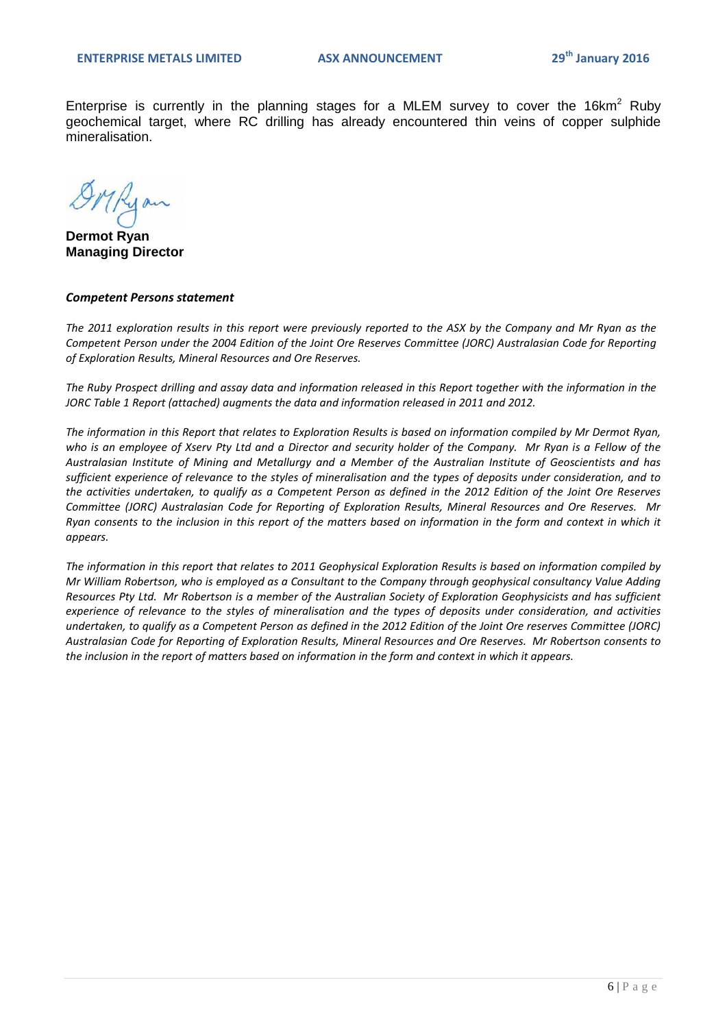Enterprise is currently in the planning stages for a MLEM survey to cover the 16km$^2$ Ruby geochemical target, where RC drilling has already encountered thin veins of copper sulphide mineralisation.

**Dermot Ryan**
**Managing Director**

***Competent Persons statement***

*The 2011 exploration results in this report were previously reported to the ASX by the Company and Mr Ryan as the Competent Person under the 2004 Edition of the Joint Ore Reserves Committee (JORC) Australasian Code for Reporting of Exploration Results, Mineral Resources and Ore Reserves.*

*The Ruby Prospect drilling and assay data and information released in this Report together with the information in the JORC Table 1 Report (attached) augments the data and information released in 2011 and 2012.*

*The information in this Report that relates to Exploration Results is based on information compiled by Mr Dermot Ryan, who is an employee of Xserv Pty Ltd and a Director and security holder of the Company. Mr Ryan is a Fellow of the Australasian Institute of Mining and Metallurgy and a Member of the Australian Institute of Geoscientists and has sufficient experience of relevance to the styles of mineralisation and the types of deposits under consideration, and to the activities undertaken, to qualify as a Competent Person as defined in the 2012 Edition of the Joint Ore Reserves Committee (JORC) Australasian Code for Reporting of Exploration Results, Mineral Resources and Ore Reserves. Mr Ryan consents to the inclusion in this report of the matters based on information in the form and context in which it appears.*

*The information in this report that relates to 2011 Geophysical Exploration Results is based on information compiled by Mr William Robertson, who is employed as a Consultant to the Company through geophysical consultancy Value Adding Resources Pty Ltd. Mr Robertson is a member of the Australian Society of Exploration Geophysicists and has sufficient experience of relevance to the styles of mineralisation and the types of deposits under consideration, and activities undertaken, to qualify as a Competent Person as defined in the 2012 Edition of the Joint Ore reserves Committee (JORC) Australasian Code for Reporting of Exploration Results, Mineral Resources and Ore Reserves. Mr Robertson consents to the inclusion in the report of matters based on information in the form and context in which it appears.*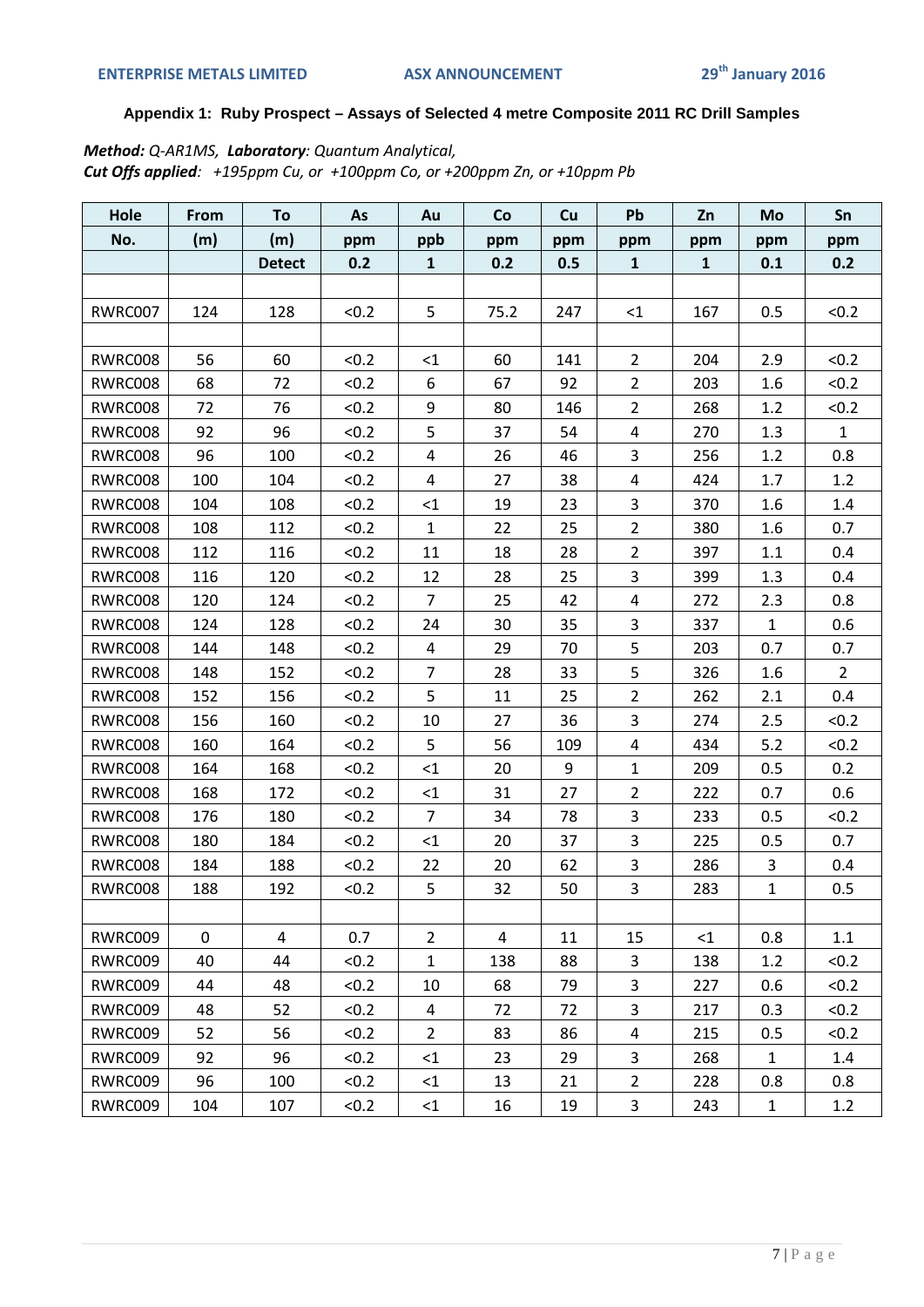**Appendix 1: Ruby Prospect – Assays of Selected 4 metre Composite 2011 RC Drill Samples**

***Method:*** *Q-AR1MS,* ***Laboratory****: Quantum Analytical,*
***Cut Offs applied****: +195ppm Cu, or +100ppm Co, or +200ppm Zn, or +10ppm Pb*

| Hole | From | To | As | Au | Co | Cu | Pb | Zn | Mo | Sn |
|---|---|---|---|---|---|---|---|---|---|---|
| No. | (m) | (m) | ppm | ppb | ppm | ppm | ppm | ppm | ppm | ppm |
| | | Detect | 0.2 | 1 | 0.2 | 0.5 | 1 | 1 | 0.1 | 0.2 |
| | | | | | | | | | | |
| RWRC007 | 124 | 128 | <0.2 | 5 | 75.2 | 247 | <1 | 167 | 0.5 | <0.2 |
| | | | | | | | | | | |
| RWRC008 | 56 | 60 | <0.2 | <1 | 60 | 141 | 2 | 204 | 2.9 | <0.2 |
| RWRC008 | 68 | 72 | <0.2 | 6 | 67 | 92 | 2 | 203 | 1.6 | <0.2 |
| RWRC008 | 72 | 76 | <0.2 | 9 | 80 | 146 | 2 | 268 | 1.2 | <0.2 |
| RWRC008 | 92 | 96 | <0.2 | 5 | 37 | 54 | 4 | 270 | 1.3 | 1 |
| RWRC008 | 96 | 100 | <0.2 | 4 | 26 | 46 | 3 | 256 | 1.2 | 0.8 |
| RWRC008 | 100 | 104 | <0.2 | 4 | 27 | 38 | 4 | 424 | 1.7 | 1.2 |
| RWRC008 | 104 | 108 | <0.2 | <1 | 19 | 23 | 3 | 370 | 1.6 | 1.4 |
| RWRC008 | 108 | 112 | <0.2 | 1 | 22 | 25 | 2 | 380 | 1.6 | 0.7 |
| RWRC008 | 112 | 116 | <0.2 | 11 | 18 | 28 | 2 | 397 | 1.1 | 0.4 |
| RWRC008 | 116 | 120 | <0.2 | 12 | 28 | 25 | 3 | 399 | 1.3 | 0.4 |
| RWRC008 | 120 | 124 | <0.2 | 7 | 25 | 42 | 4 | 272 | 2.3 | 0.8 |
| RWRC008 | 124 | 128 | <0.2 | 24 | 30 | 35 | 3 | 337 | 1 | 0.6 |
| RWRC008 | 144 | 148 | <0.2 | 4 | 29 | 70 | 5 | 203 | 0.7 | 0.7 |
| RWRC008 | 148 | 152 | <0.2 | 7 | 28 | 33 | 5 | 326 | 1.6 | 2 |
| RWRC008 | 152 | 156 | <0.2 | 5 | 11 | 25 | 2 | 262 | 2.1 | 0.4 |
| RWRC008 | 156 | 160 | <0.2 | 10 | 27 | 36 | 3 | 274 | 2.5 | <0.2 |
| RWRC008 | 160 | 164 | <0.2 | 5 | 56 | 109 | 4 | 434 | 5.2 | <0.2 |
| RWRC008 | 164 | 168 | <0.2 | <1 | 20 | 9 | 1 | 209 | 0.5 | 0.2 |
| RWRC008 | 168 | 172 | <0.2 | <1 | 31 | 27 | 2 | 222 | 0.7 | 0.6 |
| RWRC008 | 176 | 180 | <0.2 | 7 | 34 | 78 | 3 | 233 | 0.5 | <0.2 |
| RWRC008 | 180 | 184 | <0.2 | <1 | 20 | 37 | 3 | 225 | 0.5 | 0.7 |
| RWRC008 | 184 | 188 | <0.2 | 22 | 20 | 62 | 3 | 286 | 3 | 0.4 |
| RWRC008 | 188 | 192 | <0.2 | 5 | 32 | 50 | 3 | 283 | 1 | 0.5 |
| | | | | | | | | | | |
| RWRC009 | 0 | 4 | 0.7 | 2 | 4 | 11 | 15 | <1 | 0.8 | 1.1 |
| RWRC009 | 40 | 44 | <0.2 | 1 | 138 | 88 | 3 | 138 | 1.2 | <0.2 |
| RWRC009 | 44 | 48 | <0.2 | 10 | 68 | 79 | 3 | 227 | 0.6 | <0.2 |
| RWRC009 | 48 | 52 | <0.2 | 4 | 72 | 72 | 3 | 217 | 0.3 | <0.2 |
| RWRC009 | 52 | 56 | <0.2 | 2 | 83 | 86 | 4 | 215 | 0.5 | <0.2 |
| RWRC009 | 92 | 96 | <0.2 | <1 | 23 | 29 | 3 | 268 | 1 | 1.4 |
| RWRC009 | 96 | 100 | <0.2 | <1 | 13 | 21 | 2 | 228 | 0.8 | 0.8 |
| RWRC009 | 104 | 107 | <0.2 | <1 | 16 | 19 | 3 | 243 | 1 | 1.2 |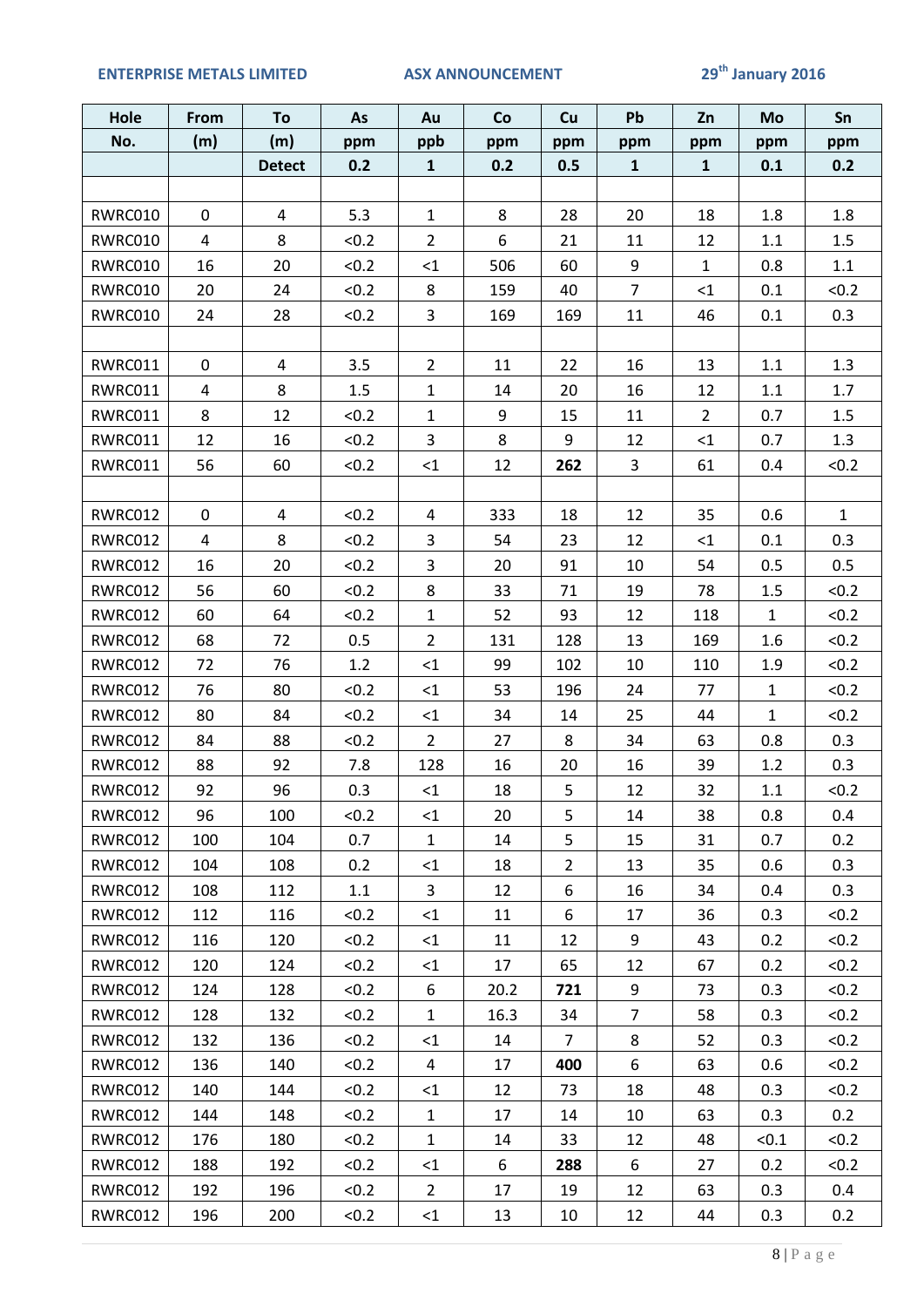| Hole | From | To | As | Au | Co | Cu | Pb | Zn | Mo | Sn |
|---|---|---|---|---|---|---|---|---|---|---|
| No. | (m) | (m) | ppm | ppb | ppm | ppm | ppm | ppm | ppm | ppm |
| | | Detect | 0.2 | 1 | 0.2 | 0.5 | 1 | 1 | 0.1 | 0.2 |
| | | | | | | | | | | |
| RWRC010 | 0 | 4 | 5.3 | 1 | 8 | 28 | 20 | 18 | 1.8 | 1.8 |
| RWRC010 | 4 | 8 | <0.2 | 2 | 6 | 21 | 11 | 12 | 1.1 | 1.5 |
| RWRC010 | 16 | 20 | <0.2 | <1 | 506 | 60 | 9 | 1 | 0.8 | 1.1 |
| RWRC010 | 20 | 24 | <0.2 | 8 | 159 | 40 | 7 | <1 | 0.1 | <0.2 |
| RWRC010 | 24 | 28 | <0.2 | 3 | 169 | 169 | 11 | 46 | 0.1 | 0.3 |
| | | | | | | | | | | |
| RWRC011 | 0 | 4 | 3.5 | 2 | 11 | 22 | 16 | 13 | 1.1 | 1.3 |
| RWRC011 | 4 | 8 | 1.5 | 1 | 14 | 20 | 16 | 12 | 1.1 | 1.7 |
| RWRC011 | 8 | 12 | <0.2 | 1 | 9 | 15 | 11 | 2 | 0.7 | 1.5 |
| RWRC011 | 12 | 16 | <0.2 | 3 | 8 | 9 | 12 | <1 | 0.7 | 1.3 |
| RWRC011 | 56 | 60 | <0.2 | <1 | 12 | **262** | 3 | 61 | 0.4 | <0.2 |
| | | | | | | | | | | |
| RWRC012 | 0 | 4 | <0.2 | 4 | 333 | 18 | 12 | 35 | 0.6 | 1 |
| RWRC012 | 4 | 8 | <0.2 | 3 | 54 | 23 | 12 | <1 | 0.1 | 0.3 |
| RWRC012 | 16 | 20 | <0.2 | 3 | 20 | 91 | 10 | 54 | 0.5 | 0.5 |
| RWRC012 | 56 | 60 | <0.2 | 8 | 33 | 71 | 19 | 78 | 1.5 | <0.2 |
| RWRC012 | 60 | 64 | <0.2 | 1 | 52 | 93 | 12 | 118 | 1 | <0.2 |
| RWRC012 | 68 | 72 | 0.5 | 2 | 131 | 128 | 13 | 169 | 1.6 | <0.2 |
| RWRC012 | 72 | 76 | 1.2 | <1 | 99 | 102 | 10 | 110 | 1.9 | <0.2 |
| RWRC012 | 76 | 80 | <0.2 | <1 | 53 | 196 | 24 | 77 | 1 | <0.2 |
| RWRC012 | 80 | 84 | <0.2 | <1 | 34 | 14 | 25 | 44 | 1 | <0.2 |
| RWRC012 | 84 | 88 | <0.2 | 2 | 27 | 8 | 34 | 63 | 0.8 | 0.3 |
| RWRC012 | 88 | 92 | 7.8 | 128 | 16 | 20 | 16 | 39 | 1.2 | 0.3 |
| RWRC012 | 92 | 96 | 0.3 | <1 | 18 | 5 | 12 | 32 | 1.1 | <0.2 |
| RWRC012 | 96 | 100 | <0.2 | <1 | 20 | 5 | 14 | 38 | 0.8 | 0.4 |
| RWRC012 | 100 | 104 | 0.7 | 1 | 14 | 5 | 15 | 31 | 0.7 | 0.2 |
| RWRC012 | 104 | 108 | 0.2 | <1 | 18 | 2 | 13 | 35 | 0.6 | 0.3 |
| RWRC012 | 108 | 112 | 1.1 | 3 | 12 | 6 | 16 | 34 | 0.4 | 0.3 |
| RWRC012 | 112 | 116 | <0.2 | <1 | 11 | 6 | 17 | 36 | 0.3 | <0.2 |
| RWRC012 | 116 | 120 | <0.2 | <1 | 11 | 12 | 9 | 43 | 0.2 | <0.2 |
| RWRC012 | 120 | 124 | <0.2 | <1 | 17 | 65 | 12 | 67 | 0.2 | <0.2 |
| RWRC012 | 124 | 128 | <0.2 | 6 | 20.2 | **721** | 9 | 73 | 0.3 | <0.2 |
| RWRC012 | 128 | 132 | <0.2 | 1 | 16.3 | 34 | 7 | 58 | 0.3 | <0.2 |
| RWRC012 | 132 | 136 | <0.2 | <1 | 14 | 7 | 8 | 52 | 0.3 | <0.2 |
| RWRC012 | 136 | 140 | <0.2 | 4 | 17 | **400** | 6 | 63 | 0.6 | <0.2 |
| RWRC012 | 140 | 144 | <0.2 | <1 | 12 | 73 | 18 | 48 | 0.3 | <0.2 |
| RWRC012 | 144 | 148 | <0.2 | 1 | 17 | 14 | 10 | 63 | 0.3 | 0.2 |
| RWRC012 | 176 | 180 | <0.2 | 1 | 14 | 33 | 12 | 48 | <0.1 | <0.2 |
| RWRC012 | 188 | 192 | <0.2 | <1 | 6 | **288** | 6 | 27 | 0.2 | <0.2 |
| RWRC012 | 192 | 196 | <0.2 | 2 | 17 | 19 | 12 | 63 | 0.3 | 0.4 |
| RWRC012 | 196 | 200 | <0.2 | <1 | 13 | 10 | 12 | 44 | 0.3 | 0.2 |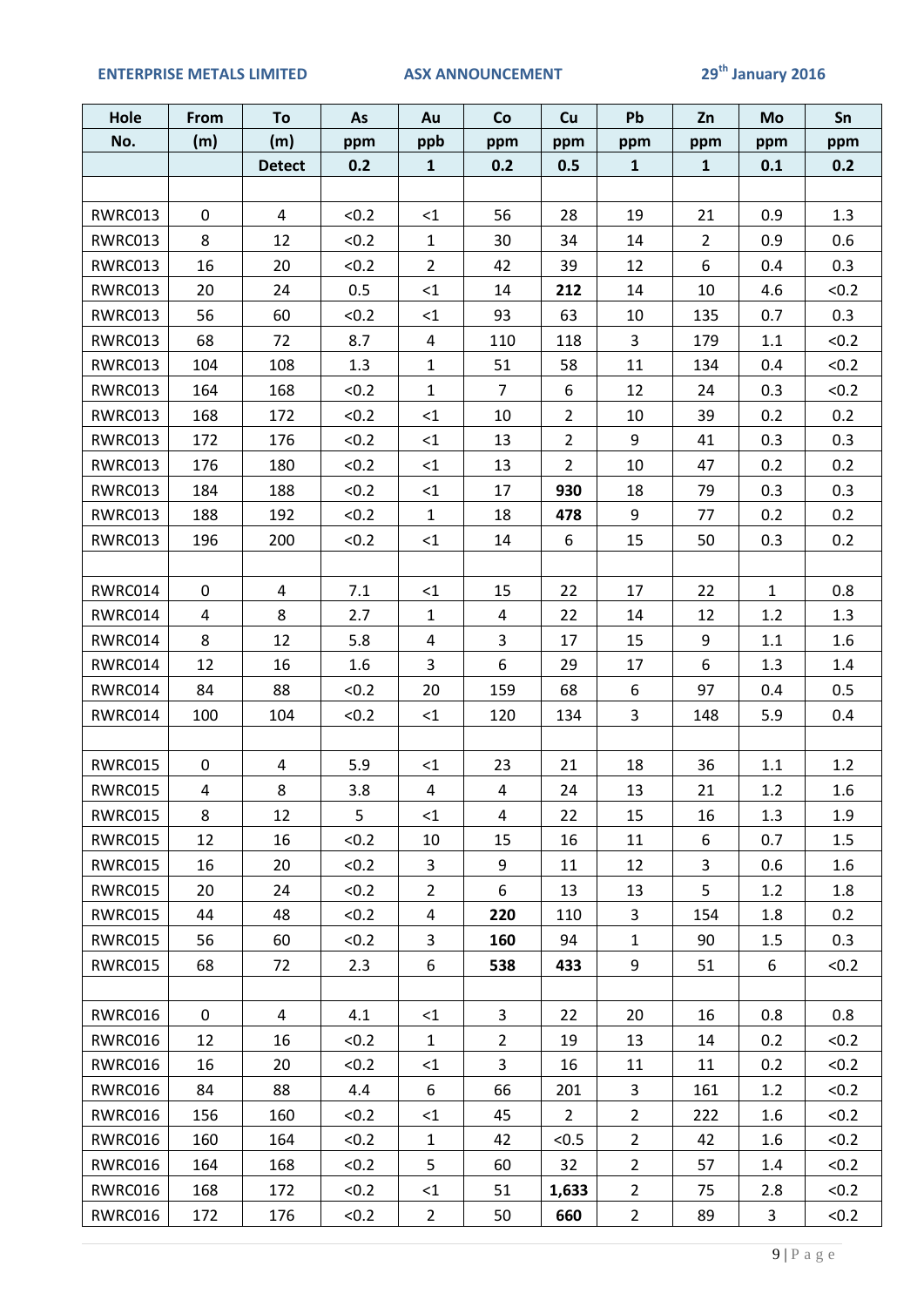| Hole | From | To | As | Au | Co | Cu | Pb | Zn | Mo | Sn |
|---|---|---|---|---|---|---|---|---|---|---|
| No. | (m) | (m) | ppm | ppb | ppm | ppm | ppm | ppm | ppm | ppm |
| | | Detect | 0.2 | 1 | 0.2 | 0.5 | 1 | 1 | 0.1 | 0.2 |
| | | | | | | | | | | |
| RWRC013 | 0 | 4 | <0.2 | <1 | 56 | 28 | 19 | 21 | 0.9 | 1.3 |
| RWRC013 | 8 | 12 | <0.2 | 1 | 30 | 34 | 14 | 2 | 0.9 | 0.6 |
| RWRC013 | 16 | 20 | <0.2 | 2 | 42 | 39 | 12 | 6 | 0.4 | 0.3 |
| RWRC013 | 20 | 24 | 0.5 | <1 | 14 | **212** | 14 | 10 | 4.6 | <0.2 |
| RWRC013 | 56 | 60 | <0.2 | <1 | 93 | 63 | 10 | 135 | 0.7 | 0.3 |
| RWRC013 | 68 | 72 | 8.7 | 4 | 110 | 118 | 3 | 179 | 1.1 | <0.2 |
| RWRC013 | 104 | 108 | 1.3 | 1 | 51 | 58 | 11 | 134 | 0.4 | <0.2 |
| RWRC013 | 164 | 168 | <0.2 | 1 | 7 | 6 | 12 | 24 | 0.3 | <0.2 |
| RWRC013 | 168 | 172 | <0.2 | <1 | 10 | 2 | 10 | 39 | 0.2 | 0.2 |
| RWRC013 | 172 | 176 | <0.2 | <1 | 13 | 2 | 9 | 41 | 0.3 | 0.3 |
| RWRC013 | 176 | 180 | <0.2 | <1 | 13 | 2 | 10 | 47 | 0.2 | 0.2 |
| RWRC013 | 184 | 188 | <0.2 | <1 | 17 | **930** | 18 | 79 | 0.3 | 0.3 |
| RWRC013 | 188 | 192 | <0.2 | 1 | 18 | **478** | 9 | 77 | 0.2 | 0.2 |
| RWRC013 | 196 | 200 | <0.2 | <1 | 14 | 6 | 15 | 50 | 0.3 | 0.2 |
| | | | | | | | | | | |
| RWRC014 | 0 | 4 | 7.1 | <1 | 15 | 22 | 17 | 22 | 1 | 0.8 |
| RWRC014 | 4 | 8 | 2.7 | 1 | 4 | 22 | 14 | 12 | 1.2 | 1.3 |
| RWRC014 | 8 | 12 | 5.8 | 4 | 3 | 17 | 15 | 9 | 1.1 | 1.6 |
| RWRC014 | 12 | 16 | 1.6 | 3 | 6 | 29 | 17 | 6 | 1.3 | 1.4 |
| RWRC014 | 84 | 88 | <0.2 | 20 | 159 | 68 | 6 | 97 | 0.4 | 0.5 |
| RWRC014 | 100 | 104 | <0.2 | <1 | 120 | 134 | 3 | 148 | 5.9 | 0.4 |
| | | | | | | | | | | |
| RWRC015 | 0 | 4 | 5.9 | <1 | 23 | 21 | 18 | 36 | 1.1 | 1.2 |
| RWRC015 | 4 | 8 | 3.8 | 4 | 4 | 24 | 13 | 21 | 1.2 | 1.6 |
| RWRC015 | 8 | 12 | 5 | <1 | 4 | 22 | 15 | 16 | 1.3 | 1.9 |
| RWRC015 | 12 | 16 | <0.2 | 10 | 15 | 16 | 11 | 6 | 0.7 | 1.5 |
| RWRC015 | 16 | 20 | <0.2 | 3 | 9 | 11 | 12 | 3 | 0.6 | 1.6 |
| RWRC015 | 20 | 24 | <0.2 | 2 | 6 | 13 | 13 | 5 | 1.2 | 1.8 |
| RWRC015 | 44 | 48 | <0.2 | 4 | **220** | 110 | 3 | 154 | 1.8 | 0.2 |
| RWRC015 | 56 | 60 | <0.2 | 3 | **160** | 94 | 1 | 90 | 1.5 | 0.3 |
| RWRC015 | 68 | 72 | 2.3 | 6 | **538** | **433** | 9 | 51 | 6 | <0.2 |
| | | | | | | | | | | |
| RWRC016 | 0 | 4 | 4.1 | <1 | 3 | 22 | 20 | 16 | 0.8 | 0.8 |
| RWRC016 | 12 | 16 | <0.2 | 1 | 2 | 19 | 13 | 14 | 0.2 | <0.2 |
| RWRC016 | 16 | 20 | <0.2 | <1 | 3 | 16 | 11 | 11 | 0.2 | <0.2 |
| RWRC016 | 84 | 88 | 4.4 | 6 | 66 | 201 | 3 | 161 | 1.2 | <0.2 |
| RWRC016 | 156 | 160 | <0.2 | <1 | 45 | 2 | 2 | 222 | 1.6 | <0.2 |
| RWRC016 | 160 | 164 | <0.2 | 1 | 42 | <0.5 | 2 | 42 | 1.6 | <0.2 |
| RWRC016 | 164 | 168 | <0.2 | 5 | 60 | 32 | 2 | 57 | 1.4 | <0.2 |
| RWRC016 | 168 | 172 | <0.2 | <1 | 51 | **1,633** | 2 | 75 | 2.8 | <0.2 |
| RWRC016 | 172 | 176 | <0.2 | 2 | 50 | **660** | 2 | 89 | 3 | <0.2 |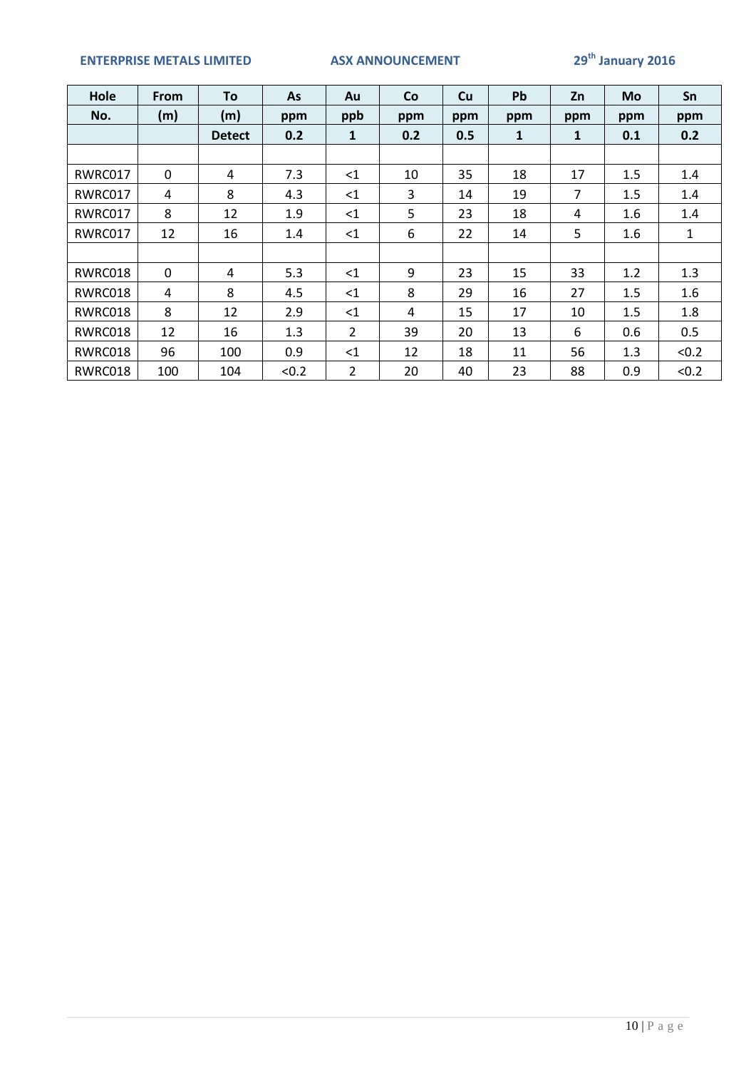| Hole | From | To | As | Au | Co | Cu | Pb | Zn | Mo | Sn |
|---|---|---|---|---|---|---|---|---|---|---|
| No. | (m) | (m) | ppm | ppb | ppm | ppm | ppm | ppm | ppm | ppm |
| | | Detect | 0.2 | 1 | 0.2 | 0.5 | 1 | 1 | 0.1 | 0.2 |
| | | | | | | | | | | |
| RWRC017 | 0 | 4 | 7.3 | <1 | 10 | 35 | 18 | 17 | 1.5 | 1.4 |
| RWRC017 | 4 | 8 | 4.3 | <1 | 3 | 14 | 19 | 7 | 1.5 | 1.4 |
| RWRC017 | 8 | 12 | 1.9 | <1 | 5 | 23 | 18 | 4 | 1.6 | 1.4 |
| RWRC017 | 12 | 16 | 1.4 | <1 | 6 | 22 | 14 | 5 | 1.6 | 1 |
| | | | | | | | | | | |
| RWRC018 | 0 | 4 | 5.3 | <1 | 9 | 23 | 15 | 33 | 1.2 | 1.3 |
| RWRC018 | 4 | 8 | 4.5 | <1 | 8 | 29 | 16 | 27 | 1.5 | 1.6 |
| RWRC018 | 8 | 12 | 2.9 | <1 | 4 | 15 | 17 | 10 | 1.5 | 1.8 |
| RWRC018 | 12 | 16 | 1.3 | 2 | 39 | 20 | 13 | 6 | 0.6 | 0.5 |
| RWRC018 | 96 | 100 | 0.9 | <1 | 12 | 18 | 11 | 56 | 1.3 | <0.2 |
| RWRC018 | 100 | 104 | <0.2 | 2 | 20 | 40 | 23 | 88 | 0.9 | <0.2 |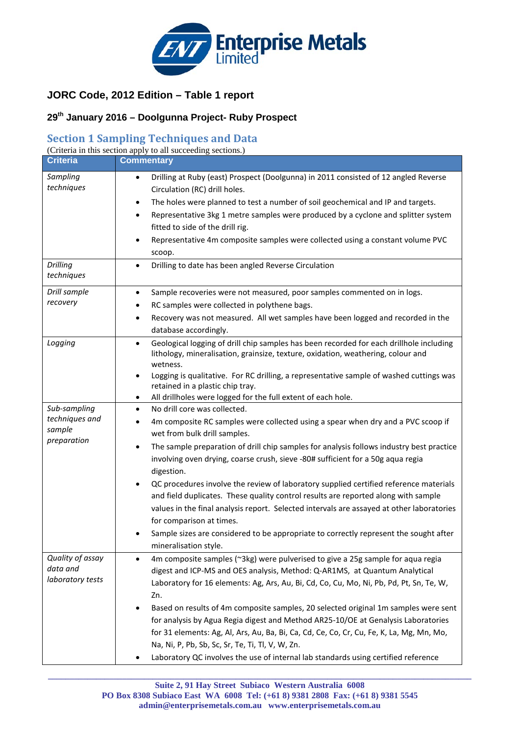Enterprise Metals Limited

## JORC Code, 2012 Edition – Table 1 report

### 29th January 2016 – Doolgunna Project- Ruby Prospect

## Section 1 Sampling Techniques and Data

(Criteria in this section apply to all succeeding sections.)

| Criteria | Commentary |
|---|---|
| *Sampling techniques* | • Drilling at Ruby (east) Prospect (Doolgunna) in 2011 consisted of 12 angled Reverse Circulation (RC) drill holes.<br>• The holes were planned to test a number of soil geochemical and IP and targets.<br>• Representative 3kg 1 metre samples were produced by a cyclone and splitter system fitted to side of the drill rig.<br>• Representative 4m composite samples were collected using a constant volume PVC scoop. |
| *Drilling techniques* | • Drilling to date has been angled Reverse Circulation |
| *Drill sample recovery* | • Sample recoveries were not measured, poor samples commented on in logs.<br>• RC samples were collected in polythene bags.<br>• Recovery was not measured. All wet samples have been logged and recorded in the database accordingly. |
| *Logging* | • Geological logging of drill chip samples has been recorded for each drillhole including lithology, mineralisation, grainsize, texture, oxidation, weathering, colour and wetness.<br>• Logging is qualitative. For RC drilling, a representative sample of washed cuttings was retained in a plastic chip tray.<br>• All drillholes were logged for the full extent of each hole. |
| *Sub-sampling techniques and sample preparation* | • No drill core was collected.<br>• 4m composite RC samples were collected using a spear when dry and a PVC scoop if wet from bulk drill samples.<br>• The sample preparation of drill chip samples for analysis follows industry best practice involving oven drying, coarse crush, sieve -80# sufficient for a 50g aqua regia digestion.<br>• QC procedures involve the review of laboratory supplied certified reference materials and field duplicates. These quality control results are reported along with sample values in the final analysis report. Selected intervals are assayed at other laboratories for comparison at times.<br>• Sample sizes are considered to be appropriate to correctly represent the sought after mineralisation style. |
| *Quality of assay data and laboratory tests* | • 4m composite samples (~3kg) were pulverised to give a 25g sample for aqua regia digest and ICP-MS and OES analysis, Method: Q-AR1MS, at Quantum Analytical Laboratory for 16 elements: Ag, Ars, Au, Bi, Cd, Co, Cu, Mo, Ni, Pb, Pd, Pt, Sn, Te, W, Zn.<br>• Based on results of 4m composite samples, 20 selected original 1m samples were sent for analysis by Agua Regia digest and Method AR25-10/OE at Genalysis Laboratories for 31 elements: Ag, Al, Ars, Au, Ba, Bi, Ca, Cd, Ce, Co, Cr, Cu, Fe, K, La, Mg, Mn, Mo, Na, Ni, P, Pb, Sb, Sc, Sr, Te, Ti, Tl, V, W, Zn.<br>• Laboratory QC involves the use of internal lab standards using certified reference |

Suite 2, 91 Hay Street Subiaco Western Australia 6008
PO Box 8308 Subiaco East WA 6008 Tel: (+61 8) 9381 2808 Fax: (+61 8) 9381 5545
admin@enterprisemetals.com.au www.enterprisemetals.com.au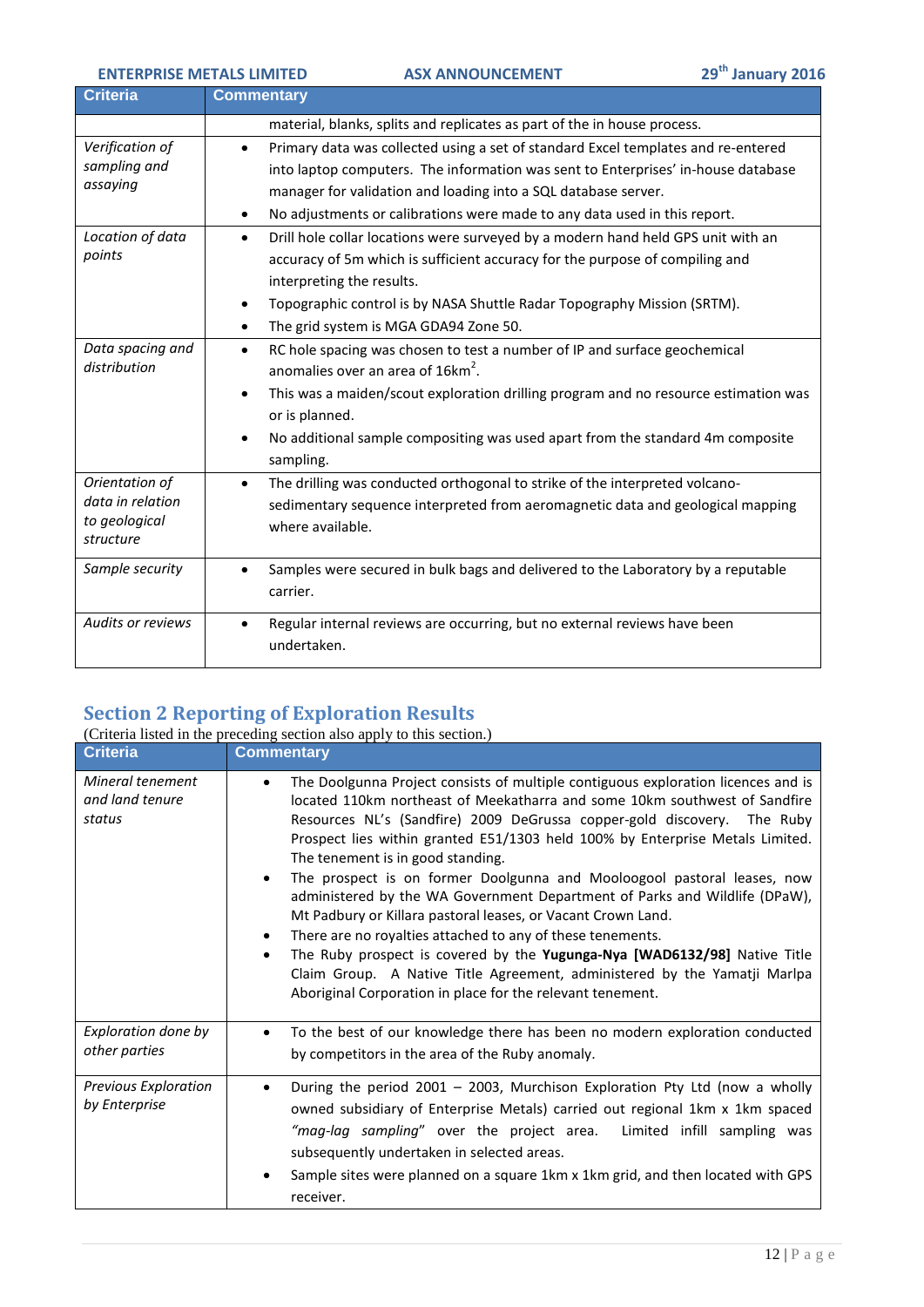| Criteria | Commentary |
|---|---|
| | material, blanks, splits and replicates as part of the in house process. |
| *Verification of sampling and assaying* | • Primary data was collected using a set of standard Excel templates and re-entered into laptop computers. The information was sent to Enterprises' in-house database manager for validation and loading into a SQL database server.<br>• No adjustments or calibrations were made to any data used in this report. |
| *Location of data points* | • Drill hole collar locations were surveyed by a modern hand held GPS unit with an accuracy of 5m which is sufficient accuracy for the purpose of compiling and interpreting the results.<br>• Topographic control is by NASA Shuttle Radar Topography Mission (SRTM).<br>• The grid system is MGA GDA94 Zone 50. |
| *Data spacing and distribution* | • RC hole spacing was chosen to test a number of IP and surface geochemical anomalies over an area of 16km$^2$.<br>• This was a maiden/scout exploration drilling program and no resource estimation was or is planned.<br>• No additional sample compositing was used apart from the standard 4m composite sampling. |
| *Orientation of data in relation to geological structure* | • The drilling was conducted orthogonal to strike of the interpreted volcano-sedimentary sequence interpreted from aeromagnetic data and geological mapping where available. |
| *Sample security* | • Samples were secured in bulk bags and delivered to the Laboratory by a reputable carrier. |
| *Audits or reviews* | • Regular internal reviews are occurring, but no external reviews have been undertaken. |

## Section 2 Reporting of Exploration Results

(Criteria listed in the preceding section also apply to this section.)

| Criteria | Commentary |
|---|---|
| *Mineral tenement and land tenure status* | • The Doolgunna Project consists of multiple contiguous exploration licences and is located 110km northeast of Meekatharra and some 10km southwest of Sandfire Resources NL's (Sandfire) 2009 DeGrussa copper-gold discovery. The Ruby Prospect lies within granted E51/1303 held 100% by Enterprise Metals Limited. The tenement is in good standing.<br>• The prospect is on former Doolgunna and Mooloogool pastoral leases, now administered by the WA Government Department of Parks and Wildlife (DPaW), Mt Padbury or Killara pastoral leases, or Vacant Crown Land.<br>• There are no royalties attached to any of these tenements.<br>• The Ruby prospect is covered by the **Yugunga-Nya [WAD6132/98]** Native Title Claim Group. A Native Title Agreement, administered by the Yamatji Marlpa Aboriginal Corporation in place for the relevant tenement. |
| *Exploration done by other parties* | • To the best of our knowledge there has been no modern exploration conducted by competitors in the area of the Ruby anomaly. |
| *Previous Exploration by Enterprise* | • During the period 2001 – 2003, Murchison Exploration Pty Ltd (now a wholly owned subsidiary of Enterprise Metals) carried out regional 1km x 1km spaced *"mag-lag sampling"* over the project area. Limited infill sampling was subsequently undertaken in selected areas.<br>• Sample sites were planned on a square 1km x 1km grid, and then located with GPS receiver. |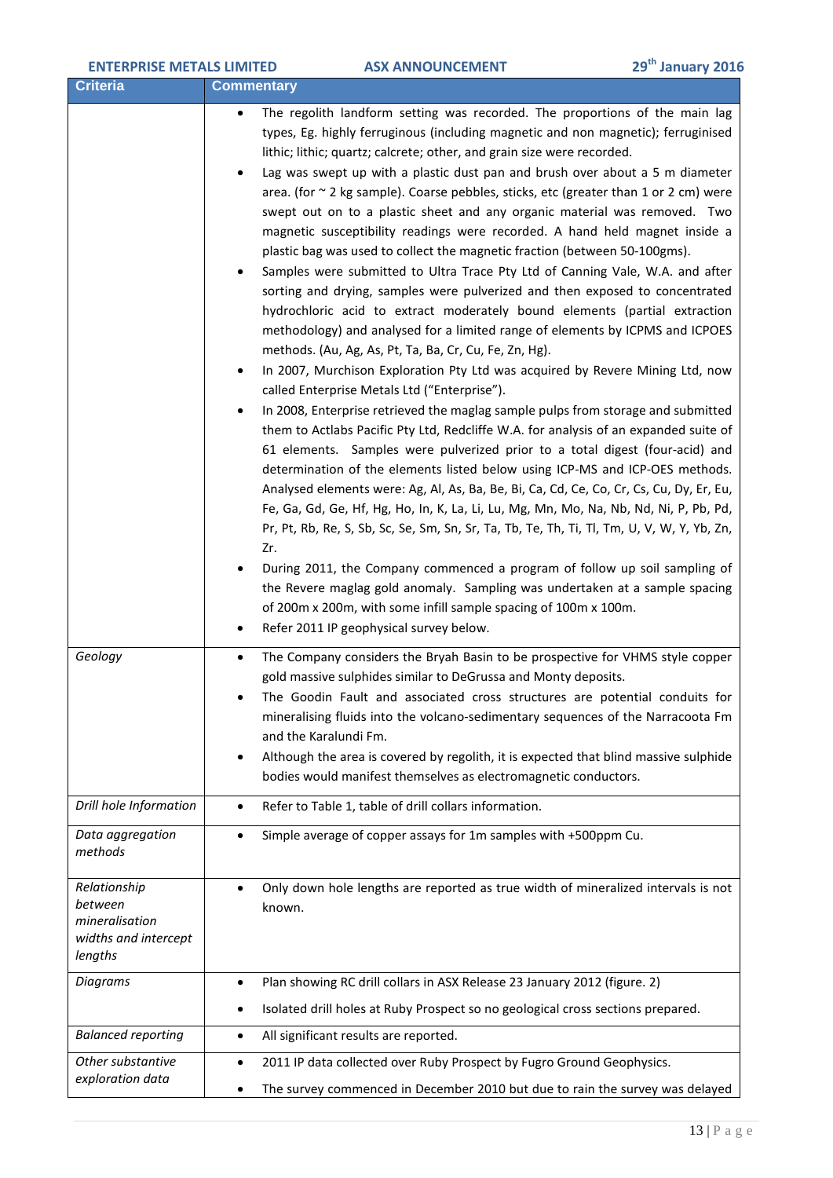| Criteria | Commentary |
|---|---|
| | • The regolith landform setting was recorded. The proportions of the main lag types, Eg. highly ferruginous (including magnetic and non magnetic); ferruginised lithic; lithic; quartz; calcrete; other, and grain size were recorded.<br>• Lag was swept up with a plastic dust pan and brush over about a 5 m diameter area. (for ~ 2 kg sample). Coarse pebbles, sticks, etc (greater than 1 or 2 cm) were swept out on to a plastic sheet and any organic material was removed. Two magnetic susceptibility readings were recorded. A hand held magnet inside a plastic bag was used to collect the magnetic fraction (between 50-100gms).<br>• Samples were submitted to Ultra Trace Pty Ltd of Canning Vale, W.A. and after sorting and drying, samples were pulverized and then exposed to concentrated hydrochloric acid to extract moderately bound elements (partial extraction methodology) and analysed for a limited range of elements by ICPMS and ICPOES methods. (Au, Ag, As, Pt, Ta, Ba, Cr, Cu, Fe, Zn, Hg).<br>• In 2007, Murchison Exploration Pty Ltd was acquired by Revere Mining Ltd, now called Enterprise Metals Ltd ("Enterprise").<br>• In 2008, Enterprise retrieved the maglag sample pulps from storage and submitted them to Actlabs Pacific Pty Ltd, Redcliffe W.A. for analysis of an expanded suite of 61 elements. Samples were pulverized prior to a total digest (four-acid) and determination of the elements listed below using ICP-MS and ICP-OES methods. Analysed elements were: Ag, Al, As, Ba, Be, Bi, Ca, Cd, Ce, Co, Cr, Cs, Cu, Dy, Er, Eu, Fe, Ga, Gd, Ge, Hf, Hg, Ho, In, K, La, Li, Lu, Mg, Mn, Mo, Na, Nb, Nd, Ni, P, Pb, Pd, Pr, Pt, Rb, Re, S, Sb, Sc, Se, Sm, Sn, Sr, Ta, Tb, Te, Th, Ti, Tl, Tm, U, V, W, Y, Yb, Zn, Zr.<br>• During 2011, the Company commenced a program of follow up soil sampling of the Revere maglag gold anomaly. Sampling was undertaken at a sample spacing of 200m x 200m, with some infill sample spacing of 100m x 100m.<br>• Refer 2011 IP geophysical survey below. |
| *Geology* | • The Company considers the Bryah Basin to be prospective for VHMS style copper gold massive sulphides similar to DeGrussa and Monty deposits.<br>• The Goodin Fault and associated cross structures are potential conduits for mineralising fluids into the volcano-sedimentary sequences of the Narracoota Fm and the Karalundi Fm.<br>• Although the area is covered by regolith, it is expected that blind massive sulphide bodies would manifest themselves as electromagnetic conductors. |
| *Drill hole Information* | • Refer to Table 1, table of drill collars information. |
| *Data aggregation methods* | • Simple average of copper assays for 1m samples with +500ppm Cu. |
| *Relationship between mineralisation widths and intercept lengths* | • Only down hole lengths are reported as true width of mineralized intervals is not known. |
| *Diagrams* | • Plan showing RC drill collars in ASX Release 23 January 2012 (figure. 2)<br>• Isolated drill holes at Ruby Prospect so no geological cross sections prepared. |
| *Balanced reporting* | • All significant results are reported. |
| *Other substantive exploration data* | • 2011 IP data collected over Ruby Prospect by Fugro Ground Geophysics.<br>• The survey commenced in December 2010 but due to rain the survey was delayed |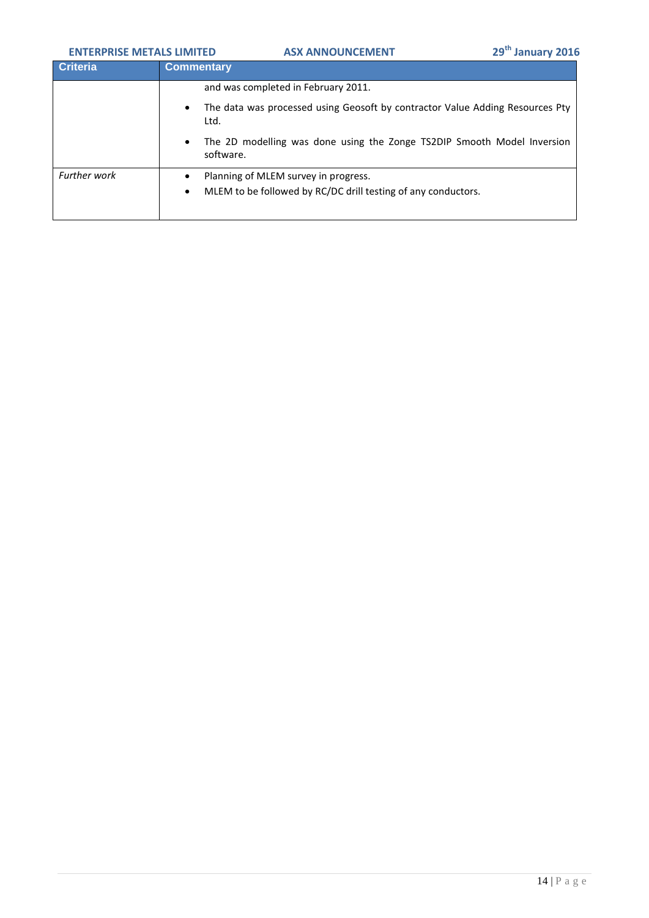| Criteria | Commentary |
| --- | --- |
| | and was completed in February 2011.<br>• The data was processed using Geosoft by contractor Value Adding Resources Pty Ltd.<br>• The 2D modelling was done using the Zonge TS2DIP Smooth Model Inversion software. |
| *Further work* | • Planning of MLEM survey in progress.<br>• MLEM to be followed by RC/DC drill testing of any conductors. |